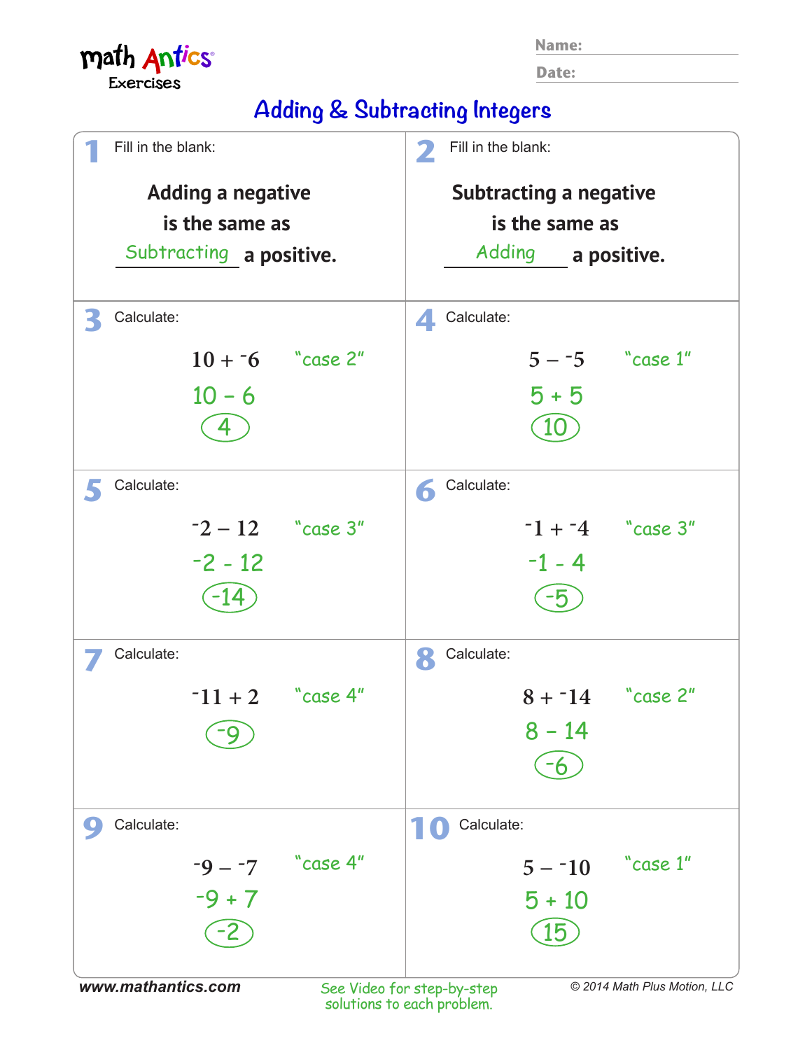math Antics
Exercises

Name:

Date:

# Adding & Subtracting Integers

**1** Fill in the blank:

**Adding a negative is the same as** Subtracting **a positive.**

**2** Fill in the blank:

**Subtracting a negative is the same as** Adding **a positive.**

**3** Calculate:

$10 + {}^{-}6$ "case 2"

$10 - 6$

(4)

**4** Calculate:

$5 - {}^{-}5$ "case 1"

$5 + 5$

(10)

**5** Calculate:

${}^{-}2 - 12$ "case 3"

$-2 - 12$

(-14)

**6** Calculate:

${}^{-}1 + {}^{-}4$ "case 3"

$-1 - 4$

(-5)

**7** Calculate:

${}^{-}11 + 2$ "case 4"

(-9)

**8** Calculate:

$8 + {}^{-}14$ "case 2"

$8 - 14$

(-6)

**9** Calculate:

${}^{-}9 - {}^{-}7$ "case 4"

$-9 + 7$

(-2)

**10** Calculate:

$5 - {}^{-}10$ "case 1"

$5 + 10$

(15)

www.mathantics.com

See Video for step-by-step solutions to each problem.

© 2014 Math Plus Motion, LLC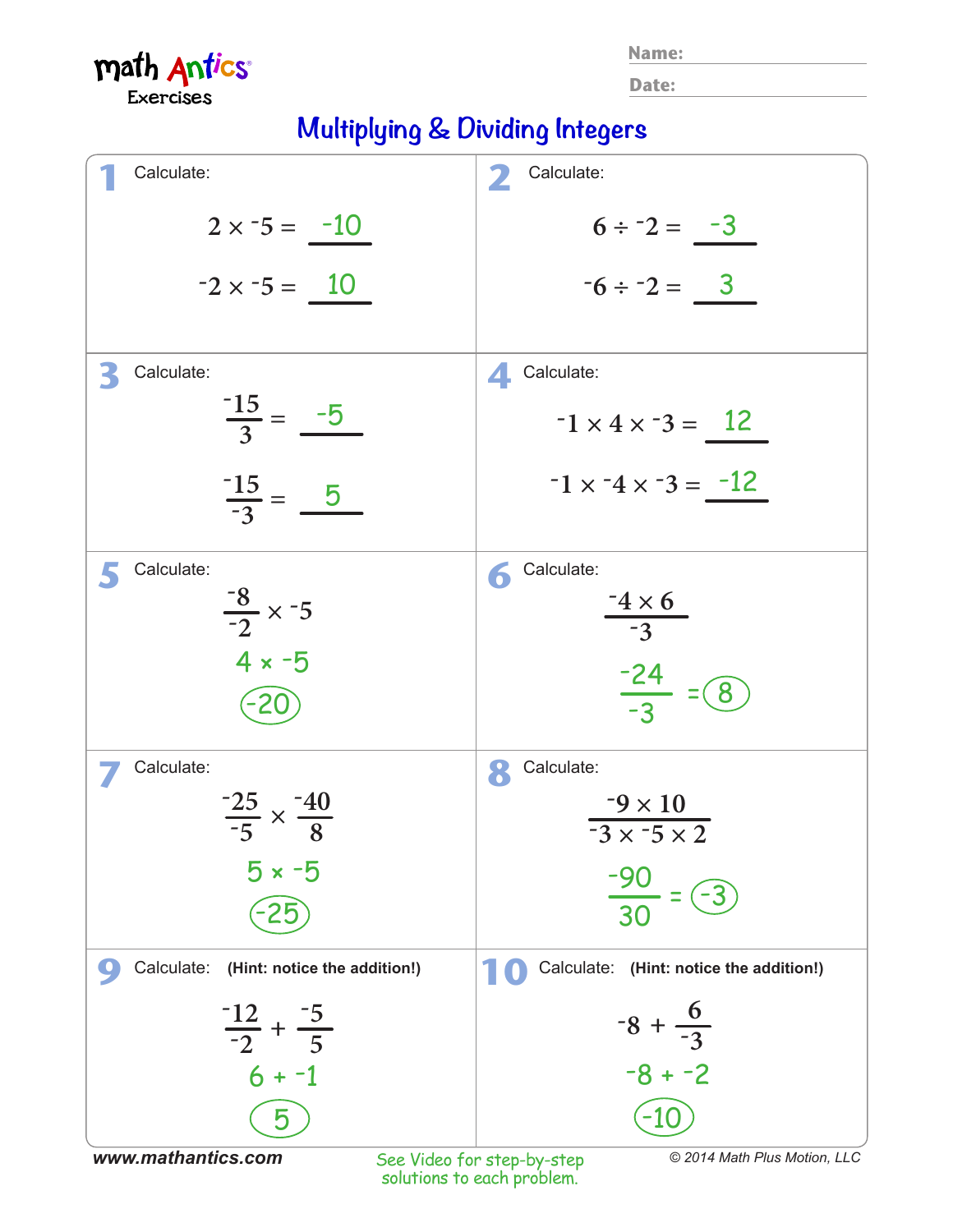math Antics
Exercises

Name:

Date:

# Multiplying & Dividing Integers

**1** Calculate:

$2 \times {}^{-}5 =$ $\underline{-10}$

${}^{-}2 \times {}^{-}5 =$ $\underline{10}$

**2** Calculate:

$6 \div {}^{-}2 =$ $\underline{-3}$

${}^{-}6 \div {}^{-}2 =$ $\underline{3}$

**3** Calculate:

$\frac{{}^{-}15}{3} =$ $\underline{-5}$

$\frac{{}^{-}15}{{}^{-}3} =$ $\underline{5}$

**4** Calculate:

${}^{-}1 \times 4 \times {}^{-}3 =$ $\underline{12}$

${}^{-}1 \times {}^{-}4 \times {}^{-}3 =$ $\underline{-12}$

**5** Calculate:

$\frac{{}^{-}8}{{}^{-}2} \times {}^{-}5$

$4 \times -5$

$-20$

**6** Calculate:

$\frac{{}^{-}4 \times 6}{{}^{-}3}$

$\frac{-24}{-3} = 8$

**7** Calculate:

$\frac{{}^{-}25}{{}^{-}5} \times \frac{{}^{-}40}{8}$

$5 \times -5$

$-25$

**8** Calculate:

$\frac{{}^{-}9 \times 10}{{}^{-}3 \times {}^{-}5 \times 2}$

$\frac{-90}{30} = -3$

**9** Calculate: **(Hint: notice the addition!)**

$\frac{{}^{-}12}{{}^{-}2} + \frac{{}^{-}5}{5}$

$6 + -1$

$5$

**10** Calculate: **(Hint: notice the addition!)**

${}^{-}8 + \frac{6}{{}^{-}3}$

$-8 + -2$

$-10$

**www.mathantics.com**

See Video for step-by-step solutions to each problem.

© 2014 Math Plus Motion, LLC